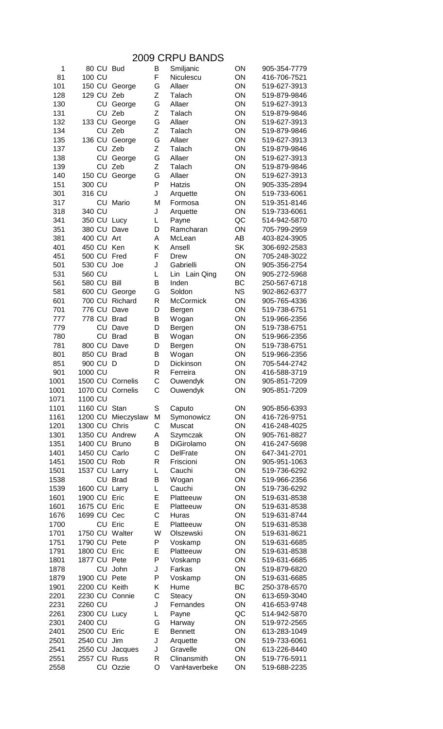# 2009 CRPU BANDS

| | | | | | | | |
|---|---|---|---|---|---|---|---|
| 1 | 80 | CU | Bud | B | Smiljanic | ON | 905-354-7779 |
| 81 | 100 | CU | | F | Niculescu | ON | 416-706-7521 |
| 101 | 150 | CU | George | G | Allaer | ON | 519-627-3913 |
| 128 | 129 | CU | Zeb | Z | Talach | ON | 519-879-9846 |
| 130 | | CU | George | G | Allaer | ON | 519-627-3913 |
| 131 | | CU | Zeb | Z | Talach | ON | 519-879-9846 |
| 132 | 133 | CU | George | G | Allaer | ON | 519-627-3913 |
| 134 | | CU | Zeb | Z | Talach | ON | 519-879-9846 |
| 135 | 136 | CU | George | G | Allaer | ON | 519-627-3913 |
| 137 | | CU | Zeb | Z | Talach | ON | 519-879-9846 |
| 138 | | CU | George | G | Allaer | ON | 519-627-3913 |
| 139 | | CU | Zeb | Z | Talach | ON | 519-879-9846 |
| 140 | 150 | CU | George | G | Allaer | ON | 519-627-3913 |
| 151 | 300 | CU | | P | Hatzis | ON | 905-335-2894 |
| 301 | 316 | CU | | J | Arquette | ON | 519-733-6061 |
| 317 | | CU | Mario | M | Formosa | ON | 519-351-8146 |
| 318 | 340 | CU | | J | Arquette | ON | 519-733-6061 |
| 341 | 350 | CU | Lucy | L | Payne | QC | 514-942-5870 |
| 351 | 380 | CU | Dave | D | Ramcharan | ON | 705-799-2959 |
| 381 | 400 | CU | Art | A | McLean | AB | 403-824-3905 |
| 401 | 450 | CU | Ken | K | Ansell | SK | 306-692-2583 |
| 451 | 500 | CU | Fred | F | Drew | ON | 705-248-3022 |
| 501 | 530 | CU | Joe | J | Gabrielli | ON | 905-356-2754 |
| 531 | 560 | CU | | L | Lin Lain Qing | ON | 905-272-5968 |
| 561 | 580 | CU | Bill | B | Inden | BC | 250-567-6718 |
| 581 | 600 | CU | George | G | Soldon | NS | 902-862-6377 |
| 601 | 700 | CU | Richard | R | McCormick | ON | 905-765-4336 |
| 701 | 776 | CU | Dave | D | Bergen | ON | 519-738-6751 |
| 777 | 778 | CU | Brad | B | Wogan | ON | 519-966-2356 |
| 779 | | CU | Dave | D | Bergen | ON | 519-738-6751 |
| 780 | | CU | Brad | B | Wogan | ON | 519-966-2356 |
| 781 | 800 | CU | Dave | D | Bergen | ON | 519-738-6751 |
| 801 | 850 | CU | Brad | B | Wogan | ON | 519-966-2356 |
| 851 | 900 | CU | D | D | Dickinson | ON | 705-544-2742 |
| 901 | 1000 | CU | | R | Ferreira | ON | 416-588-3719 |
| 1001 | 1500 | CU | Cornelis | C | Ouwendyk | ON | 905-851-7209 |
| 1001 | 1070 | CU | Cornelis | C | Ouwendyk | ON | 905-851-7209 |
| 1071 | 1100 | CU | | | | | |
| 1101 | 1160 | CU | Stan | S | Caputo | ON | 905-856-6393 |
| 1161 | 1200 | CU | Mieczyslaw | M | Symonowicz | ON | 416-726-9751 |
| 1201 | 1300 | CU | Chris | C | Muscat | ON | 416-248-4025 |
| 1301 | 1350 | CU | Andrew | A | Szymczak | ON | 905-761-8827 |
| 1351 | 1400 | CU | Bruno | B | DiGirolamo | ON | 416-247-5698 |
| 1401 | 1450 | CU | Carlo | C | DelFrate | ON | 647-341-2701 |
| 1451 | 1500 | CU | Rob | R | Friscioni | ON | 905-951-1063 |
| 1501 | 1537 | CU | Larry | L | Cauchi | ON | 519-736-6292 |
| 1538 | | CU | Brad | B | Wogan | ON | 519-966-2356 |
| 1539 | 1600 | CU | Larry | L | Cauchi | ON | 519-736-6292 |
| 1601 | 1900 | CU | Eric | E | Platteeuw | ON | 519-631-8538 |
| 1601 | 1675 | CU | Eric | E | Platteeuw | ON | 519-631-8538 |
| 1676 | 1699 | CU | Cec | C | Huras | ON | 519-631-8744 |
| 1700 | | CU | Eric | E | Platteeuw | ON | 519-631-8538 |
| 1701 | 1750 | CU | Walter | W | Olszewski | ON | 519-631-8621 |
| 1751 | 1790 | CU | Pete | P | Voskamp | ON | 519-631-6685 |
| 1791 | 1800 | CU | Eric | E | Platteeuw | ON | 519-631-8538 |
| 1801 | 1877 | CU | Pete | P | Voskamp | ON | 519-631-6685 |
| 1878 | | CU | John | J | Farkas | ON | 519-879-6820 |
| 1879 | 1900 | CU | Pete | P | Voskamp | ON | 519-631-6685 |
| 1901 | 2200 | CU | Keith | K | Hume | BC | 250-378-6570 |
| 2201 | 2230 | CU | Connie | C | Steacy | ON | 613-659-3040 |
| 2231 | 2260 | CU | | J | Fernandes | ON | 416-653-9748 |
| 2261 | 2300 | CU | Lucy | L | Payne | QC | 514-942-5870 |
| 2301 | 2400 | CU | | G | Harway | ON | 519-972-2565 |
| 2401 | 2500 | CU | Eric | E | Bennett | ON | 613-283-1049 |
| 2501 | 2540 | CU | Jim | J | Arquette | ON | 519-733-6061 |
| 2541 | 2550 | CU | Jacques | J | Gravelle | ON | 613-226-8440 |
| 2551 | 2557 | CU | Russ | R | Clinansmith | ON | 519-776-5911 |
| 2558 | | CU | Ozzie | O | VanHaverbeke | ON | 519-688-2235 |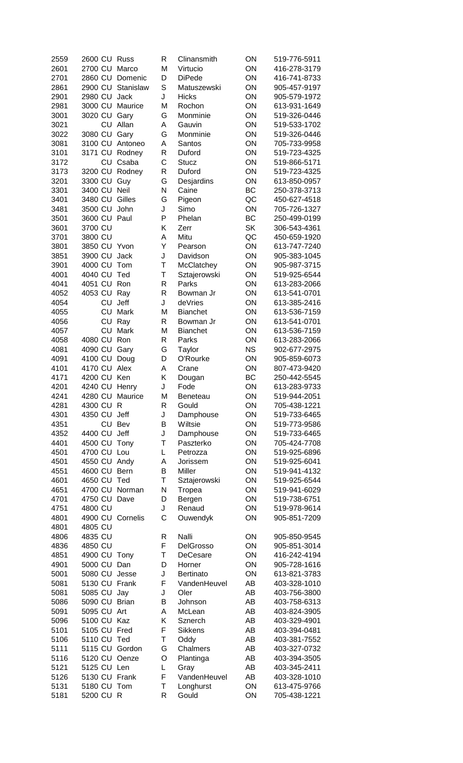| | | | | | | | |
|---|---|---|---|---|---|---|---|
| 2559 | 2600 | CU | Russ | R | Clinansmith | ON | 519-776-5911 |
| 2601 | 2700 | CU | Marco | M | Virtucio | ON | 416-278-3179 |
| 2701 | 2860 | CU | Domenic | D | DiPede | ON | 416-741-8733 |
| 2861 | 2900 | CU | Stanislaw | S | Matuszewski | ON | 905-457-9197 |
| 2901 | 2980 | CU | Jack | J | Hicks | ON | 905-579-1972 |
| 2981 | 3000 | CU | Maurice | M | Rochon | ON | 613-931-1649 |
| 3001 | 3020 | CU | Gary | G | Monminie | ON | 519-326-0446 |
| 3021 | | CU | Allan | A | Gauvin | ON | 519-533-1702 |
| 3022 | 3080 | CU | Gary | G | Monminie | ON | 519-326-0446 |
| 3081 | 3100 | CU | Antoneo | A | Santos | ON | 705-733-9958 |
| 3101 | 3171 | CU | Rodney | R | Duford | ON | 519-723-4325 |
| 3172 | | CU | Csaba | C | Stucz | ON | 519-866-5171 |
| 3173 | 3200 | CU | Rodney | R | Duford | ON | 519-723-4325 |
| 3201 | 3300 | CU | Guy | G | Desjardins | ON | 613-850-0957 |
| 3301 | 3400 | CU | Neil | N | Caine | BC | 250-378-3713 |
| 3401 | 3480 | CU | Gilles | G | Pigeon | QC | 450-627-4518 |
| 3481 | 3500 | CU | John | J | Simo | ON | 705-726-1327 |
| 3501 | 3600 | CU | Paul | P | Phelan | BC | 250-499-0199 |
| 3601 | 3700 | CU | | K | Zerr | SK | 306-543-4361 |
| 3701 | 3800 | CU | | A | Mitu | QC | 450-659-1920 |
| 3801 | 3850 | CU | Yvon | Y | Pearson | ON | 613-747-7240 |
| 3851 | 3900 | CU | Jack | J | Davidson | ON | 905-383-1045 |
| 3901 | 4000 | CU | Tom | T | McClatchey | ON | 905-987-3715 |
| 4001 | 4040 | CU | Ted | T | Sztajerowski | ON | 519-925-6544 |
| 4041 | 4051 | CU | Ron | R | Parks | ON | 613-283-2066 |
| 4052 | 4053 | CU | Ray | R | Bowman Jr | ON | 613-541-0701 |
| 4054 | | CU | Jeff | J | deVries | ON | 613-385-2416 |
| 4055 | | CU | Mark | M | Bianchet | ON | 613-536-7159 |
| 4056 | | CU | Ray | R | Bowman Jr | ON | 613-541-0701 |
| 4057 | | CU | Mark | M | Bianchet | ON | 613-536-7159 |
| 4058 | 4080 | CU | Ron | R | Parks | ON | 613-283-2066 |
| 4081 | 4090 | CU | Gary | G | Taylor | NS | 902-677-2975 |
| 4091 | 4100 | CU | Doug | D | O'Rourke | ON | 905-859-6073 |
| 4101 | 4170 | CU | Alex | A | Crane | ON | 807-473-9420 |
| 4171 | 4200 | CU | Ken | K | Dougan | BC | 250-442-5545 |
| 4201 | 4240 | CU | Henry | J | Fode | ON | 613-283-9733 |
| 4241 | 4280 | CU | Maurice | M | Beneteau | ON | 519-944-2051 |
| 4281 | 4300 | CU | R | R | Gould | ON | 705-438-1221 |
| 4301 | 4350 | CU | Jeff | J | Damphouse | ON | 519-733-6465 |
| 4351 | | CU | Bev | B | Wiltsie | ON | 519-773-9586 |
| 4352 | 4400 | CU | Jeff | J | Damphouse | ON | 519-733-6465 |
| 4401 | 4500 | CU | Tony | T | Paszterko | ON | 705-424-7708 |
| 4501 | 4700 | CU | Lou | L | Petrozza | ON | 519-925-6896 |
| 4501 | 4550 | CU | Andy | A | Jorissem | ON | 519-925-6041 |
| 4551 | 4600 | CU | Bern | B | Miller | ON | 519-941-4132 |
| 4601 | 4650 | CU | Ted | T | Sztajerowski | ON | 519-925-6544 |
| 4651 | 4700 | CU | Norman | N | Tropea | ON | 519-941-6029 |
| 4701 | 4750 | CU | Dave | D | Bergen | ON | 519-738-6751 |
| 4751 | 4800 | CU | | J | Renaud | ON | 519-978-9614 |
| 4801 | 4900 | CU | Cornelis | C | Ouwendyk | ON | 905-851-7209 |
| 4801 | 4805 | CU | | | | | |
| 4806 | 4835 | CU | | R | Nalli | ON | 905-850-9545 |
| 4836 | 4850 | CU | | F | DelGrosso | ON | 905-851-3014 |
| 4851 | 4900 | CU | Tony | T | DeCesare | ON | 416-242-4194 |
| 4901 | 5000 | CU | Dan | D | Horner | ON | 905-728-1616 |
| 5001 | 5080 | CU | Jesse | J | Bertinato | ON | 613-821-3783 |
| 5081 | 5130 | CU | Frank | F | VandenHeuvel | AB | 403-328-1010 |
| 5081 | 5085 | CU | Jay | J | Oler | AB | 403-756-3800 |
| 5086 | 5090 | CU | Brian | B | Johnson | AB | 403-758-6313 |
| 5091 | 5095 | CU | Art | A | McLean | AB | 403-824-3905 |
| 5096 | 5100 | CU | Kaz | K | Sznerch | AB | 403-329-4901 |
| 5101 | 5105 | CU | Fred | F | Sikkens | AB | 403-394-0481 |
| 5106 | 5110 | CU | Ted | T | Oddy | AB | 403-381-7552 |
| 5111 | 5115 | CU | Gordon | G | Chalmers | AB | 403-327-0732 |
| 5116 | 5120 | CU | Oenze | O | Plantinga | AB | 403-394-3505 |
| 5121 | 5125 | CU | Len | L | Gray | AB | 403-345-2411 |
| 5126 | 5130 | CU | Frank | F | VandenHeuvel | AB | 403-328-1010 |
| 5131 | 5180 | CU | Tom | T | Longhurst | ON | 613-475-9766 |
| 5181 | 5200 | CU | R | R | Gould | ON | 705-438-1221 |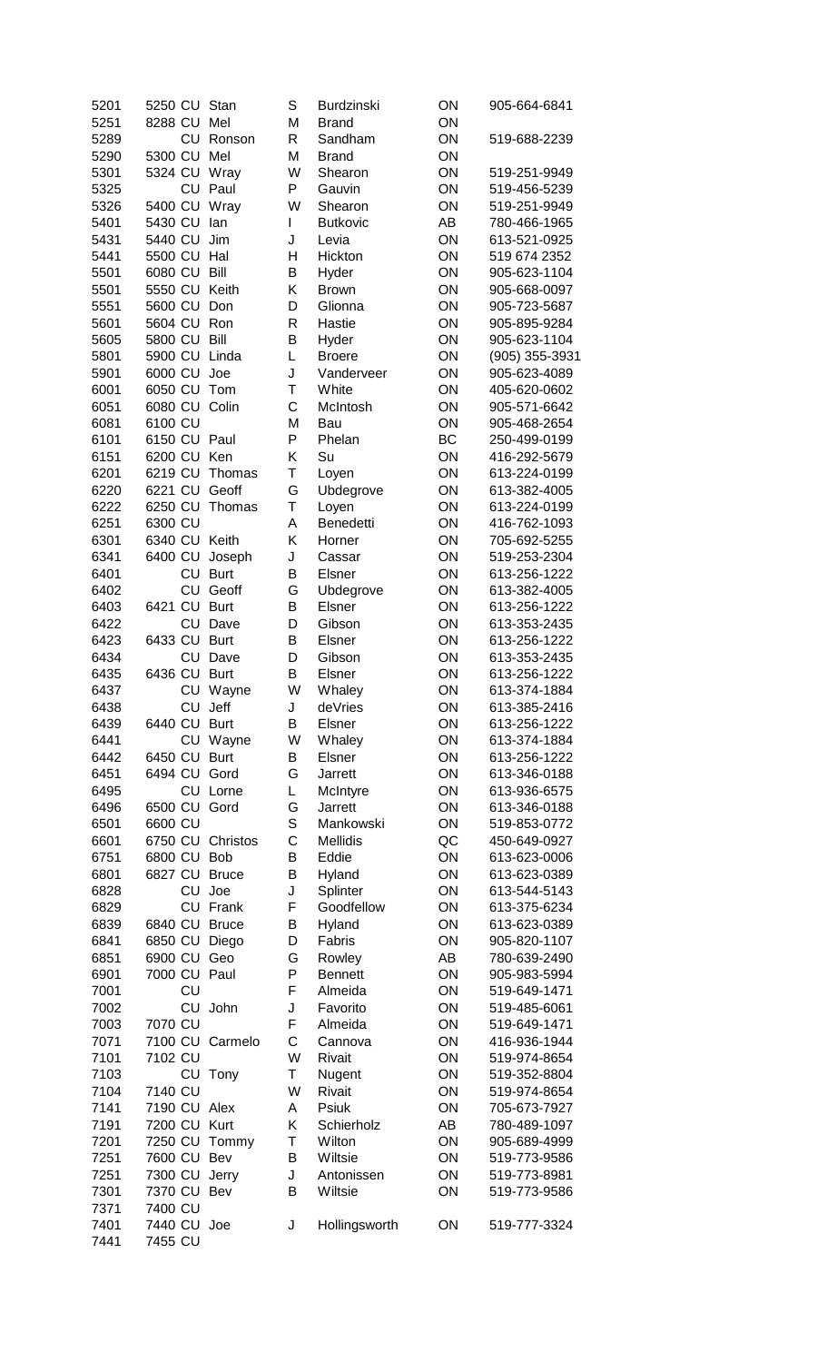| | | | | | | | |
|---|---|---|---|---|---|---|---|
| 5201 | 5250 | CU | Stan | S | Burdzinski | ON | 905-664-6841 |
| 5251 | 8288 | CU | Mel | M | Brand | ON | |
| 5289 | | CU | Ronson | R | Sandham | ON | 519-688-2239 |
| 5290 | 5300 | CU | Mel | M | Brand | ON | |
| 5301 | 5324 | CU | Wray | W | Shearon | ON | 519-251-9949 |
| 5325 | | CU | Paul | P | Gauvin | ON | 519-456-5239 |
| 5326 | 5400 | CU | Wray | W | Shearon | ON | 519-251-9949 |
| 5401 | 5430 | CU | Ian | I | Butkovic | AB | 780-466-1965 |
| 5431 | 5440 | CU | Jim | J | Levia | ON | 613-521-0925 |
| 5441 | 5500 | CU | Hal | H | Hickton | ON | 519 674 2352 |
| 5501 | 6080 | CU | Bill | B | Hyder | ON | 905-623-1104 |
| 5501 | 5550 | CU | Keith | K | Brown | ON | 905-668-0097 |
| 5551 | 5600 | CU | Don | D | Glionna | ON | 905-723-5687 |
| 5601 | 5604 | CU | Ron | R | Hastie | ON | 905-895-9284 |
| 5605 | 5800 | CU | Bill | B | Hyder | ON | 905-623-1104 |
| 5801 | 5900 | CU | Linda | L | Broere | ON | (905) 355-3931 |
| 5901 | 6000 | CU | Joe | J | Vanderveer | ON | 905-623-4089 |
| 6001 | 6050 | CU | Tom | T | White | ON | 405-620-0602 |
| 6051 | 6080 | CU | Colin | C | McIntosh | ON | 905-571-6642 |
| 6081 | 6100 | CU | | M | Bau | ON | 905-468-2654 |
| 6101 | 6150 | CU | Paul | P | Phelan | BC | 250-499-0199 |
| 6151 | 6200 | CU | Ken | K | Su | ON | 416-292-5679 |
| 6201 | 6219 | CU | Thomas | T | Loyen | ON | 613-224-0199 |
| 6220 | 6221 | CU | Geoff | G | Ubdegrove | ON | 613-382-4005 |
| 6222 | 6250 | CU | Thomas | T | Loyen | ON | 613-224-0199 |
| 6251 | 6300 | CU | | A | Benedetti | ON | 416-762-1093 |
| 6301 | 6340 | CU | Keith | K | Horner | ON | 705-692-5255 |
| 6341 | 6400 | CU | Joseph | J | Cassar | ON | 519-253-2304 |
| 6401 | | CU | Burt | B | Elsner | ON | 613-256-1222 |
| 6402 | | CU | Geoff | G | Ubdegrove | ON | 613-382-4005 |
| 6403 | 6421 | CU | Burt | B | Elsner | ON | 613-256-1222 |
| 6422 | | CU | Dave | D | Gibson | ON | 613-353-2435 |
| 6423 | 6433 | CU | Burt | B | Elsner | ON | 613-256-1222 |
| 6434 | | CU | Dave | D | Gibson | ON | 613-353-2435 |
| 6435 | 6436 | CU | Burt | B | Elsner | ON | 613-256-1222 |
| 6437 | | CU | Wayne | W | Whaley | ON | 613-374-1884 |
| 6438 | | CU | Jeff | J | deVries | ON | 613-385-2416 |
| 6439 | 6440 | CU | Burt | B | Elsner | ON | 613-256-1222 |
| 6441 | | CU | Wayne | W | Whaley | ON | 613-374-1884 |
| 6442 | 6450 | CU | Burt | B | Elsner | ON | 613-256-1222 |
| 6451 | 6494 | CU | Gord | G | Jarrett | ON | 613-346-0188 |
| 6495 | | CU | Lorne | L | McIntyre | ON | 613-936-6575 |
| 6496 | 6500 | CU | Gord | G | Jarrett | ON | 613-346-0188 |
| 6501 | 6600 | CU | | S | Mankowski | ON | 519-853-0772 |
| 6601 | 6750 | CU | Christos | C | Mellidis | QC | 450-649-0927 |
| 6751 | 6800 | CU | Bob | B | Eddie | ON | 613-623-0006 |
| 6801 | 6827 | CU | Bruce | B | Hyland | ON | 613-623-0389 |
| 6828 | | CU | Joe | J | Splinter | ON | 613-544-5143 |
| 6829 | | CU | Frank | F | Goodfellow | ON | 613-375-6234 |
| 6839 | 6840 | CU | Bruce | B | Hyland | ON | 613-623-0389 |
| 6841 | 6850 | CU | Diego | D | Fabris | ON | 905-820-1107 |
| 6851 | 6900 | CU | Geo | G | Rowley | AB | 780-639-2490 |
| 6901 | 7000 | CU | Paul | P | Bennett | ON | 905-983-5994 |
| 7001 | | CU | | F | Almeida | ON | 519-649-1471 |
| 7002 | | CU | John | J | Favorito | ON | 519-485-6061 |
| 7003 | 7070 | CU | | F | Almeida | ON | 519-649-1471 |
| 7071 | 7100 | CU | Carmelo | C | Cannova | ON | 416-936-1944 |
| 7101 | 7102 | CU | | W | Rivait | ON | 519-974-8654 |
| 7103 | | CU | Tony | T | Nugent | ON | 519-352-8804 |
| 7104 | 7140 | CU | | W | Rivait | ON | 519-974-8654 |
| 7141 | 7190 | CU | Alex | A | Psiuk | ON | 705-673-7927 |
| 7191 | 7200 | CU | Kurt | K | Schierholz | AB | 780-489-1097 |
| 7201 | 7250 | CU | Tommy | T | Wilton | ON | 905-689-4999 |
| 7251 | 7600 | CU | Bev | B | Wiltsie | ON | 519-773-9586 |
| 7251 | 7300 | CU | Jerry | J | Antonissen | ON | 519-773-8981 |
| 7301 | 7370 | CU | Bev | B | Wiltsie | ON | 519-773-9586 |
| 7371 | 7400 | CU | | | | | |
| 7401 | 7440 | CU | Joe | J | Hollingsworth | ON | 519-777-3324 |
| 7441 | 7455 | CU | | | | | |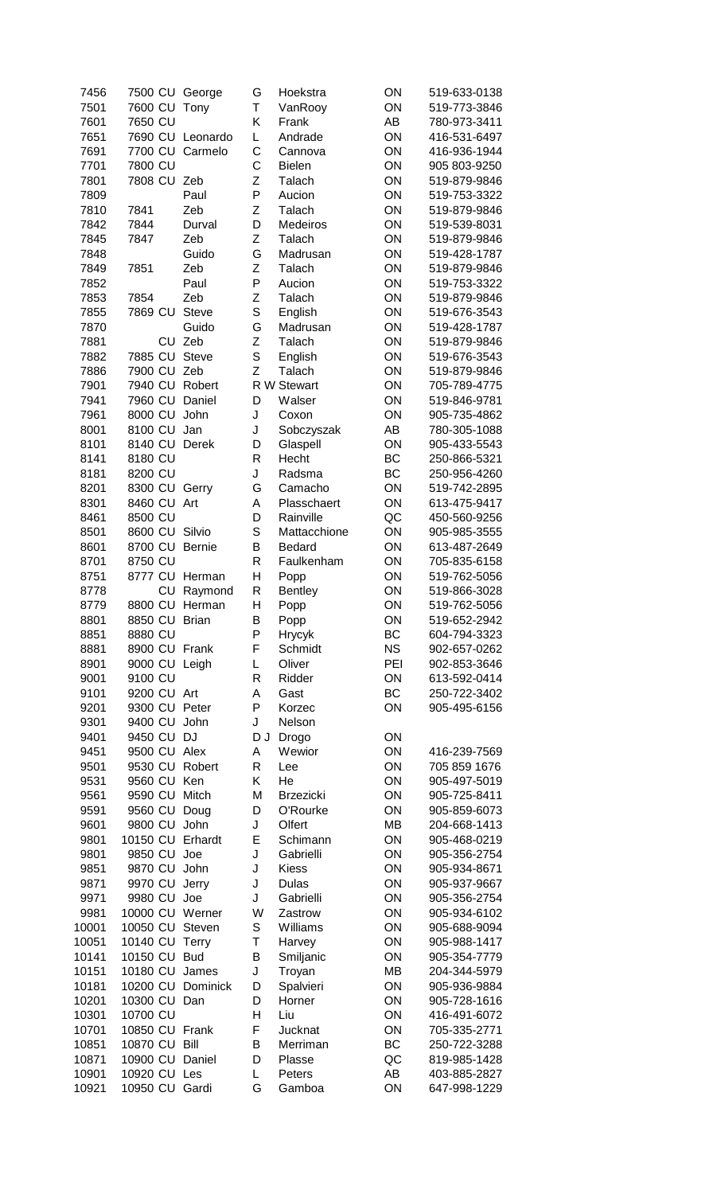| | | | | | | | |
|---|---|---|---|---|---|---|---|
| 7456 | 7500 CU | George | G | Hoekstra | ON | 519-633-0138 |
| 7501 | 7600 CU | Tony | T | VanRooy | ON | 519-773-3846 |
| 7601 | 7650 CU | | K | Frank | AB | 780-973-3411 |
| 7651 | 7690 CU | Leonardo | L | Andrade | ON | 416-531-6497 |
| 7691 | 7700 CU | Carmelo | C | Cannova | ON | 416-936-1944 |
| 7701 | 7800 CU | | C | Bielen | ON | 905 803-9250 |
| 7801 | 7808 CU | Zeb | Z | Talach | ON | 519-879-9846 |
| 7809 | | Paul | P | Aucion | ON | 519-753-3322 |
| 7810 | 7841 | Zeb | Z | Talach | ON | 519-879-9846 |
| 7842 | 7844 | Durval | D | Medeiros | ON | 519-539-8031 |
| 7845 | 7847 | Zeb | Z | Talach | ON | 519-879-9846 |
| 7848 | | Guido | G | Madrusan | ON | 519-428-1787 |
| 7849 | 7851 | Zeb | Z | Talach | ON | 519-879-9846 |
| 7852 | | Paul | P | Aucion | ON | 519-753-3322 |
| 7853 | 7854 | Zeb | Z | Talach | ON | 519-879-9846 |
| 7855 | 7869 CU | Steve | S | English | ON | 519-676-3543 |
| 7870 | | Guido | G | Madrusan | ON | 519-428-1787 |
| 7881 | CU | Zeb | Z | Talach | ON | 519-879-9846 |
| 7882 | 7885 CU | Steve | S | English | ON | 519-676-3543 |
| 7886 | 7900 CU | Zeb | Z | Talach | ON | 519-879-9846 |
| 7901 | 7940 CU | Robert | R W | Stewart | ON | 705-789-4775 |
| 7941 | 7960 CU | Daniel | D | Walser | ON | 519-846-9781 |
| 7961 | 8000 CU | John | J | Coxon | ON | 905-735-4862 |
| 8001 | 8100 CU | Jan | J | Sobczyszak | AB | 780-305-1088 |
| 8101 | 8140 CU | Derek | D | Glaspell | ON | 905-433-5543 |
| 8141 | 8180 CU | | R | Hecht | BC | 250-866-5321 |
| 8181 | 8200 CU | | J | Radsma | BC | 250-956-4260 |
| 8201 | 8300 CU | Gerry | G | Camacho | ON | 519-742-2895 |
| 8301 | 8460 CU | Art | A | Plasschaert | ON | 613-475-9417 |
| 8461 | 8500 CU | | D | Rainville | QC | 450-560-9256 |
| 8501 | 8600 CU | Silvio | S | Mattacchione | ON | 905-985-3555 |
| 8601 | 8700 CU | Bernie | B | Bedard | ON | 613-487-2649 |
| 8701 | 8750 CU | | R | Faulkenham | ON | 705-835-6158 |
| 8751 | 8777 CU | Herman | H | Popp | ON | 519-762-5056 |
| 8778 | CU | Raymond | R | Bentley | ON | 519-866-3028 |
| 8779 | 8800 CU | Herman | H | Popp | ON | 519-762-5056 |
| 8801 | 8850 CU | Brian | B | Popp | ON | 519-652-2942 |
| 8851 | 8880 CU | | P | Hrycyk | BC | 604-794-3323 |
| 8881 | 8900 CU | Frank | F | Schmidt | NS | 902-657-0262 |
| 8901 | 9000 CU | Leigh | L | Oliver | PEI | 902-853-3646 |
| 9001 | 9100 CU | | R | Ridder | ON | 613-592-0414 |
| 9101 | 9200 CU | Art | A | Gast | BC | 250-722-3402 |
| 9201 | 9300 CU | Peter | P | Korzec | ON | 905-495-6156 |
| 9301 | 9400 CU | John | J | Nelson | | |
| 9401 | 9450 CU | DJ | D J | Drogo | ON | |
| 9451 | 9500 CU | Alex | A | Wewior | ON | 416-239-7569 |
| 9501 | 9530 CU | Robert | R | Lee | ON | 705 859 1676 |
| 9531 | 9560 CU | Ken | K | He | ON | 905-497-5019 |
| 9561 | 9590 CU | Mitch | M | Brzezicki | ON | 905-725-8411 |
| 9591 | 9560 CU | Doug | D | O'Rourke | ON | 905-859-6073 |
| 9601 | 9800 CU | John | J | Olfert | MB | 204-668-1413 |
| 9801 | 10150 CU | Erhardt | E | Schimann | ON | 905-468-0219 |
| 9801 | 9850 CU | Joe | J | Gabrielli | ON | 905-356-2754 |
| 9851 | 9870 CU | John | J | Kiess | ON | 905-934-8671 |
| 9871 | 9970 CU | Jerry | J | Dulas | ON | 905-937-9667 |
| 9971 | 9980 CU | Joe | J | Gabrielli | ON | 905-356-2754 |
| 9981 | 10000 CU | Werner | W | Zastrow | ON | 905-934-6102 |
| 10001 | 10050 CU | Steven | S | Williams | ON | 905-688-9094 |
| 10051 | 10140 CU | Terry | T | Harvey | ON | 905-988-1417 |
| 10141 | 10150 CU | Bud | B | Smiljanic | ON | 905-354-7779 |
| 10151 | 10180 CU | James | J | Troyan | MB | 204-344-5979 |
| 10181 | 10200 CU | Dominick | D | Spalvieri | ON | 905-936-9884 |
| 10201 | 10300 CU | Dan | D | Horner | ON | 905-728-1616 |
| 10301 | 10700 CU | | H | Liu | ON | 416-491-6072 |
| 10701 | 10850 CU | Frank | F | Jucknat | ON | 705-335-2771 |
| 10851 | 10870 CU | Bill | B | Merriman | BC | 250-722-3288 |
| 10871 | 10900 CU | Daniel | D | Plasse | QC | 819-985-1428 |
| 10901 | 10920 CU | Les | L | Peters | AB | 403-885-2827 |
| 10921 | 10950 CU | Gardi | G | Gamboa | ON | 647-998-1229 |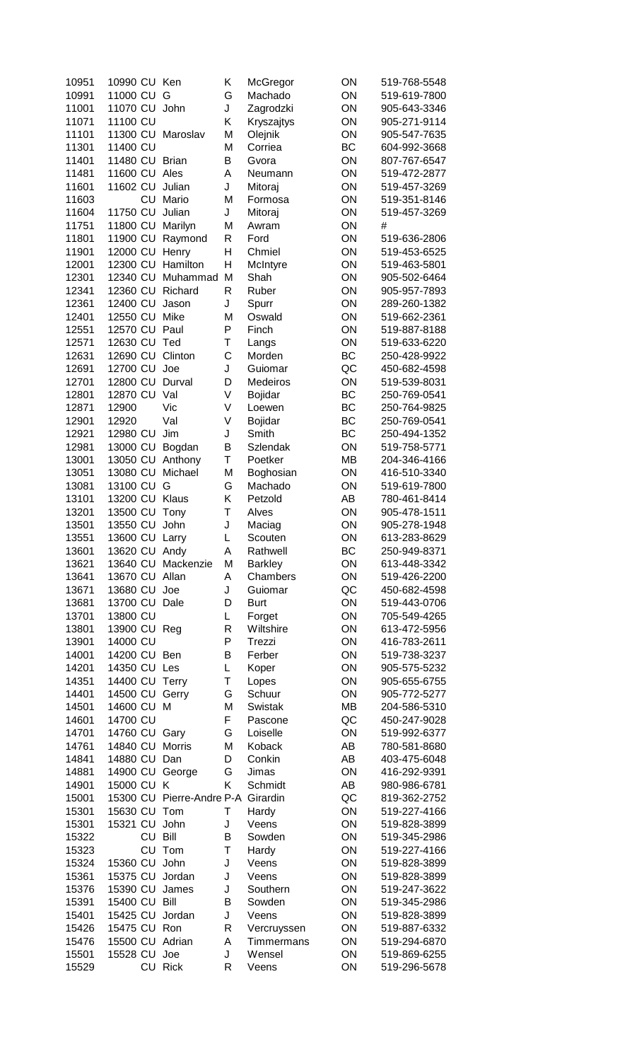| | | | | | | | |
|---|---|---|---|---|---|---|---|
| 10951 | 10990 | CU | Ken | K | McGregor | ON | 519-768-5548 |
| 10991 | 11000 | CU | G | G | Machado | ON | 519-619-7800 |
| 11001 | 11070 | CU | John | J | Zagrodzki | ON | 905-643-3346 |
| 11071 | 11100 | CU | | K | Kryszajtys | ON | 905-271-9114 |
| 11101 | 11300 | CU | Maroslav | M | Olejnik | ON | 905-547-7635 |
| 11301 | 11400 | CU | | M | Corriea | BC | 604-992-3668 |
| 11401 | 11480 | CU | Brian | B | Gvora | ON | 807-767-6547 |
| 11481 | 11600 | CU | Ales | A | Neumann | ON | 519-472-2877 |
| 11601 | 11602 | CU | Julian | J | Mitoraj | ON | 519-457-3269 |
| 11603 | | CU | Mario | M | Formosa | ON | 519-351-8146 |
| 11604 | 11750 | CU | Julian | J | Mitoraj | ON | 519-457-3269 |
| 11751 | 11800 | CU | Marilyn | M | Awram | ON | # |
| 11801 | 11900 | CU | Raymond | R | Ford | ON | 519-636-2806 |
| 11901 | 12000 | CU | Henry | H | Chmiel | ON | 519-453-6525 |
| 12001 | 12300 | CU | Hamilton | H | McIntyre | ON | 519-463-5801 |
| 12301 | 12340 | CU | Muhammad | M | Shah | ON | 905-502-6464 |
| 12341 | 12360 | CU | Richard | R | Ruber | ON | 905-957-7893 |
| 12361 | 12400 | CU | Jason | J | Spurr | ON | 289-260-1382 |
| 12401 | 12550 | CU | Mike | M | Oswald | ON | 519-662-2361 |
| 12551 | 12570 | CU | Paul | P | Finch | ON | 519-887-8188 |
| 12571 | 12630 | CU | Ted | T | Langs | ON | 519-633-6220 |
| 12631 | 12690 | CU | Clinton | C | Morden | BC | 250-428-9922 |
| 12691 | 12700 | CU | Joe | J | Guiomar | QC | 450-682-4598 |
| 12701 | 12800 | CU | Durval | D | Medeiros | ON | 519-539-8031 |
| 12801 | 12870 | CU | Val | V | Bojidar | BC | 250-769-0541 |
| 12871 | 12900 | | Vic | V | Loewen | BC | 250-764-9825 |
| 12901 | 12920 | | Val | V | Bojidar | BC | 250-769-0541 |
| 12921 | 12980 | CU | Jim | J | Smith | BC | 250-494-1352 |
| 12981 | 13000 | CU | Bogdan | B | Szlendak | ON | 519-758-5771 |
| 13001 | 13050 | CU | Anthony | T | Poetker | MB | 204-346-4166 |
| 13051 | 13080 | CU | Michael | M | Boghosian | ON | 416-510-3340 |
| 13081 | 13100 | CU | G | G | Machado | ON | 519-619-7800 |
| 13101 | 13200 | CU | Klaus | K | Petzold | AB | 780-461-8414 |
| 13201 | 13500 | CU | Tony | T | Alves | ON | 905-478-1511 |
| 13501 | 13550 | CU | John | J | Maciag | ON | 905-278-1948 |
| 13551 | 13600 | CU | Larry | L | Scouten | ON | 613-283-8629 |
| 13601 | 13620 | CU | Andy | A | Rathwell | BC | 250-949-8371 |
| 13621 | 13640 | CU | Mackenzie | M | Barkley | ON | 613-448-3342 |
| 13641 | 13670 | CU | Allan | A | Chambers | ON | 519-426-2200 |
| 13671 | 13680 | CU | Joe | J | Guiomar | QC | 450-682-4598 |
| 13681 | 13700 | CU | Dale | D | Burt | ON | 519-443-0706 |
| 13701 | 13800 | CU | | L | Forget | ON | 705-549-4265 |
| 13801 | 13900 | CU | Reg | R | Wiltshire | ON | 613-472-5956 |
| 13901 | 14000 | CU | | P | Trezzi | ON | 416-783-2611 |
| 14001 | 14200 | CU | Ben | B | Ferber | ON | 519-738-3237 |
| 14201 | 14350 | CU | Les | L | Koper | ON | 905-575-5232 |
| 14351 | 14400 | CU | Terry | T | Lopes | ON | 905-655-6755 |
| 14401 | 14500 | CU | Gerry | G | Schuur | ON | 905-772-5277 |
| 14501 | 14600 | CU | M | M | Swistak | MB | 204-586-5310 |
| 14601 | 14700 | CU | | F | Pascone | QC | 450-247-9028 |
| 14701 | 14760 | CU | Gary | G | Loiselle | ON | 519-992-6377 |
| 14761 | 14840 | CU | Morris | M | Koback | AB | 780-581-8680 |
| 14841 | 14880 | CU | Dan | D | Conkin | AB | 403-475-6048 |
| 14881 | 14900 | CU | George | G | Jimas | ON | 416-292-9391 |
| 14901 | 15000 | CU | K | K | Schmidt | AB | 980-986-6781 |
| 15001 | 15300 | CU | Pierre-Andre | P-A | Girardin | QC | 819-362-2752 |
| 15301 | 15630 | CU | Tom | T | Hardy | ON | 519-227-4166 |
| 15301 | 15321 | CU | John | J | Veens | ON | 519-828-3899 |
| 15322 | | CU | Bill | B | Sowden | ON | 519-345-2986 |
| 15323 | | CU | Tom | T | Hardy | ON | 519-227-4166 |
| 15324 | 15360 | CU | John | J | Veens | ON | 519-828-3899 |
| 15361 | 15375 | CU | Jordan | J | Veens | ON | 519-828-3899 |
| 15376 | 15390 | CU | James | J | Southern | ON | 519-247-3622 |
| 15391 | 15400 | CU | Bill | B | Sowden | ON | 519-345-2986 |
| 15401 | 15425 | CU | Jordan | J | Veens | ON | 519-828-3899 |
| 15426 | 15475 | CU | Ron | R | Vercruyssen | ON | 519-887-6332 |
| 15476 | 15500 | CU | Adrian | A | Timmermans | ON | 519-294-6870 |
| 15501 | 15528 | CU | Joe | J | Wensel | ON | 519-869-6255 |
| 15529 | | CU | Rick | R | Veens | ON | 519-296-5678 |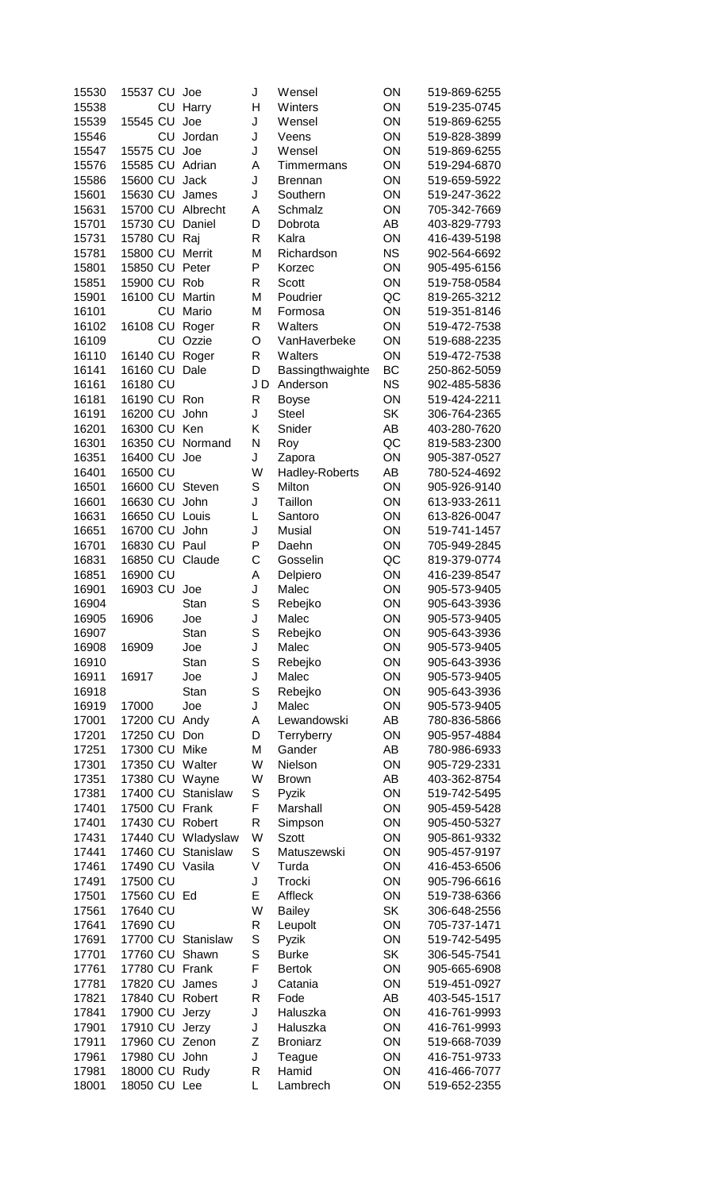| | | | | | | | |
|---|---|---|---|---|---|---|---|
| 15530 | 15537 | CU | Joe | J | Wensel | ON | 519-869-6255 |
| 15538 | | CU | Harry | H | Winters | ON | 519-235-0745 |
| 15539 | 15545 | CU | Joe | J | Wensel | ON | 519-869-6255 |
| 15546 | | CU | Jordan | J | Veens | ON | 519-828-3899 |
| 15547 | 15575 | CU | Joe | J | Wensel | ON | 519-869-6255 |
| 15576 | 15585 | CU | Adrian | A | Timmermans | ON | 519-294-6870 |
| 15586 | 15600 | CU | Jack | J | Brennan | ON | 519-659-5922 |
| 15601 | 15630 | CU | James | J | Southern | ON | 519-247-3622 |
| 15631 | 15700 | CU | Albrecht | A | Schmalz | ON | 705-342-7669 |
| 15701 | 15730 | CU | Daniel | D | Dobrota | AB | 403-829-7793 |
| 15731 | 15780 | CU | Raj | R | Kalra | ON | 416-439-5198 |
| 15781 | 15800 | CU | Merrit | M | Richardson | NS | 902-564-6692 |
| 15801 | 15850 | CU | Peter | P | Korzec | ON | 905-495-6156 |
| 15851 | 15900 | CU | Rob | R | Scott | ON | 519-758-0584 |
| 15901 | 16100 | CU | Martin | M | Poudrier | QC | 819-265-3212 |
| 16101 | | CU | Mario | M | Formosa | ON | 519-351-8146 |
| 16102 | 16108 | CU | Roger | R | Walters | ON | 519-472-7538 |
| 16109 | | CU | Ozzie | O | VanHaverbeke | ON | 519-688-2235 |
| 16110 | 16140 | CU | Roger | R | Walters | ON | 519-472-7538 |
| 16141 | 16160 | CU | Dale | D | Bassingthwaighte | BC | 250-862-5059 |
| 16161 | 16180 | CU | | J D | Anderson | NS | 902-485-5836 |
| 16181 | 16190 | CU | Ron | R | Boyse | ON | 519-424-2211 |
| 16191 | 16200 | CU | John | J | Steel | SK | 306-764-2365 |
| 16201 | 16300 | CU | Ken | K | Snider | AB | 403-280-7620 |
| 16301 | 16350 | CU | Normand | N | Roy | QC | 819-583-2300 |
| 16351 | 16400 | CU | Joe | J | Zapora | ON | 905-387-0527 |
| 16401 | 16500 | CU | | W | Hadley-Roberts | AB | 780-524-4692 |
| 16501 | 16600 | CU | Steven | S | Milton | ON | 905-926-9140 |
| 16601 | 16630 | CU | John | J | Taillon | ON | 613-933-2611 |
| 16631 | 16650 | CU | Louis | L | Santoro | ON | 613-826-0047 |
| 16651 | 16700 | CU | John | J | Musial | ON | 519-741-1457 |
| 16701 | 16830 | CU | Paul | P | Daehn | ON | 705-949-2845 |
| 16831 | 16850 | CU | Claude | C | Gosselin | QC | 819-379-0774 |
| 16851 | 16900 | CU | | A | Delpiero | ON | 416-239-8547 |
| 16901 | 16903 | CU | Joe | J | Malec | ON | 905-573-9405 |
| 16904 | | | Stan | S | Rebejko | ON | 905-643-3936 |
| 16905 | 16906 | | Joe | J | Malec | ON | 905-573-9405 |
| 16907 | | | Stan | S | Rebejko | ON | 905-643-3936 |
| 16908 | 16909 | | Joe | J | Malec | ON | 905-573-9405 |
| 16910 | | | Stan | S | Rebejko | ON | 905-643-3936 |
| 16911 | 16917 | | Joe | J | Malec | ON | 905-573-9405 |
| 16918 | | | Stan | S | Rebejko | ON | 905-643-3936 |
| 16919 | 17000 | | Joe | J | Malec | ON | 905-573-9405 |
| 17001 | 17200 | CU | Andy | A | Lewandowski | AB | 780-836-5866 |
| 17201 | 17250 | CU | Don | D | Terryberry | ON | 905-957-4884 |
| 17251 | 17300 | CU | Mike | M | Gander | AB | 780-986-6933 |
| 17301 | 17350 | CU | Walter | W | Nielson | ON | 905-729-2331 |
| 17351 | 17380 | CU | Wayne | W | Brown | AB | 403-362-8754 |
| 17381 | 17400 | CU | Stanislaw | S | Pyzik | ON | 519-742-5495 |
| 17401 | 17500 | CU | Frank | F | Marshall | ON | 905-459-5428 |
| 17401 | 17430 | CU | Robert | R | Simpson | ON | 905-450-5327 |
| 17431 | 17440 | CU | Wladyslaw | W | Szott | ON | 905-861-9332 |
| 17441 | 17460 | CU | Stanislaw | S | Matuszewski | ON | 905-457-9197 |
| 17461 | 17490 | CU | Vasila | V | Turda | ON | 416-453-6506 |
| 17491 | 17500 | CU | | J | Trocki | ON | 905-796-6616 |
| 17501 | 17560 | CU | Ed | E | Affleck | ON | 519-738-6366 |
| 17561 | 17640 | CU | | W | Bailey | SK | 306-648-2556 |
| 17641 | 17690 | CU | | R | Leupolt | ON | 705-737-1471 |
| 17691 | 17700 | CU | Stanislaw | S | Pyzik | ON | 519-742-5495 |
| 17701 | 17760 | CU | Shawn | S | Burke | SK | 306-545-7541 |
| 17761 | 17780 | CU | Frank | F | Bertok | ON | 905-665-6908 |
| 17781 | 17820 | CU | James | J | Catania | ON | 519-451-0927 |
| 17821 | 17840 | CU | Robert | R | Fode | AB | 403-545-1517 |
| 17841 | 17900 | CU | Jerzy | J | Haluszka | ON | 416-761-9993 |
| 17901 | 17910 | CU | Jerzy | J | Haluszka | ON | 416-761-9993 |
| 17911 | 17960 | CU | Zenon | Z | Broniarz | ON | 519-668-7039 |
| 17961 | 17980 | CU | John | J | Teague | ON | 416-751-9733 |
| 17981 | 18000 | CU | Rudy | R | Hamid | ON | 416-466-7077 |
| 18001 | 18050 | CU | Lee | L | Lambrech | ON | 519-652-2355 |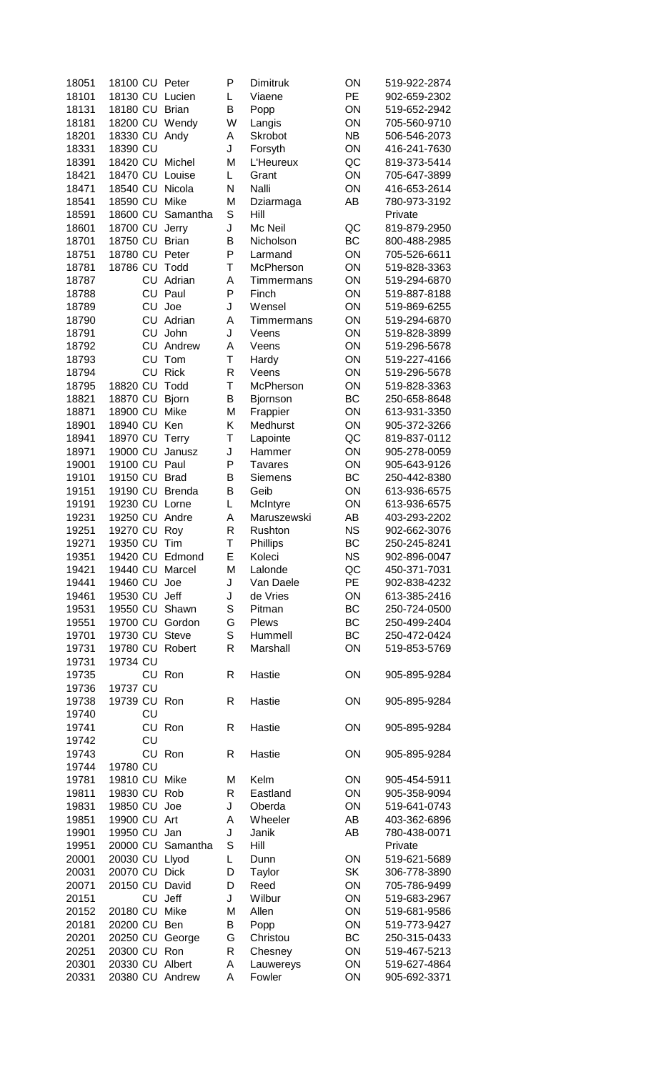| | | | | | | | |
|---|---|---|---|---|---|---|---|
| 18051 | 18100 | CU | Peter | P | Dimitruk | ON | 519-922-2874 |
| 18101 | 18130 | CU | Lucien | L | Viaene | PE | 902-659-2302 |
| 18131 | 18180 | CU | Brian | B | Popp | ON | 519-652-2942 |
| 18181 | 18200 | CU | Wendy | W | Langis | ON | 705-560-9710 |
| 18201 | 18330 | CU | Andy | A | Skrobot | NB | 506-546-2073 |
| 18331 | 18390 | CU | | J | Forsyth | ON | 416-241-7630 |
| 18391 | 18420 | CU | Michel | M | L'Heureux | QC | 819-373-5414 |
| 18421 | 18470 | CU | Louise | L | Grant | ON | 705-647-3899 |
| 18471 | 18540 | CU | Nicola | N | Nalli | ON | 416-653-2614 |
| 18541 | 18590 | CU | Mike | M | Dziarmaga | AB | 780-973-3192 |
| 18591 | 18600 | CU | Samantha | S | Hill | | Private |
| 18601 | 18700 | CU | Jerry | J | Mc Neil | QC | 819-879-2950 |
| 18701 | 18750 | CU | Brian | B | Nicholson | BC | 800-488-2985 |
| 18751 | 18780 | CU | Peter | P | Larmand | ON | 705-526-6611 |
| 18781 | 18786 | CU | Todd | T | McPherson | ON | 519-828-3363 |
| 18787 | | CU | Adrian | A | Timmermans | ON | 519-294-6870 |
| 18788 | | CU | Paul | P | Finch | ON | 519-887-8188 |
| 18789 | | CU | Joe | J | Wensel | ON | 519-869-6255 |
| 18790 | | CU | Adrian | A | Timmermans | ON | 519-294-6870 |
| 18791 | | CU | John | J | Veens | ON | 519-828-3899 |
| 18792 | | CU | Andrew | A | Veens | ON | 519-296-5678 |
| 18793 | | CU | Tom | T | Hardy | ON | 519-227-4166 |
| 18794 | | CU | Rick | R | Veens | ON | 519-296-5678 |
| 18795 | 18820 | CU | Todd | T | McPherson | ON | 519-828-3363 |
| 18821 | 18870 | CU | Bjorn | B | Bjornson | BC | 250-658-8648 |
| 18871 | 18900 | CU | Mike | M | Frappier | ON | 613-931-3350 |
| 18901 | 18940 | CU | Ken | K | Medhurst | ON | 905-372-3266 |
| 18941 | 18970 | CU | Terry | T | Lapointe | QC | 819-837-0112 |
| 18971 | 19000 | CU | Janusz | J | Hammer | ON | 905-278-0059 |
| 19001 | 19100 | CU | Paul | P | Tavares | ON | 905-643-9126 |
| 19101 | 19150 | CU | Brad | B | Siemens | BC | 250-442-8380 |
| 19151 | 19190 | CU | Brenda | B | Geib | ON | 613-936-6575 |
| 19191 | 19230 | CU | Lorne | L | McIntyre | ON | 613-936-6575 |
| 19231 | 19250 | CU | Andre | A | Maruszewski | AB | 403-293-2202 |
| 19251 | 19270 | CU | Roy | R | Rushton | NS | 902-662-3076 |
| 19271 | 19350 | CU | Tim | T | Phillips | BC | 250-245-8241 |
| 19351 | 19420 | CU | Edmond | E | Koleci | NS | 902-896-0047 |
| 19421 | 19440 | CU | Marcel | M | Lalonde | QC | 450-371-7031 |
| 19441 | 19460 | CU | Joe | J | Van Daele | PE | 902-838-4232 |
| 19461 | 19530 | CU | Jeff | J | de Vries | ON | 613-385-2416 |
| 19531 | 19550 | CU | Shawn | S | Pitman | BC | 250-724-0500 |
| 19551 | 19700 | CU | Gordon | G | Plews | BC | 250-499-2404 |
| 19701 | 19730 | CU | Steve | S | Hummell | BC | 250-472-0424 |
| 19731 | 19780 | CU | Robert | R | Marshall | ON | 519-853-5769 |
| 19731 | 19734 | CU | | | | | |
| 19735 | | CU | Ron | R | Hastie | ON | 905-895-9284 |
| 19736 | 19737 | CU | | | | | |
| 19738 | 19739 | CU | Ron | R | Hastie | ON | 905-895-9284 |
| 19740 | | CU | | | | | |
| 19741 | | CU | Ron | R | Hastie | ON | 905-895-9284 |
| 19742 | | CU | | | | | |
| 19743 | | CU | Ron | R | Hastie | ON | 905-895-9284 |
| 19744 | 19780 | CU | | | | | |
| 19781 | 19810 | CU | Mike | M | Kelm | ON | 905-454-5911 |
| 19811 | 19830 | CU | Rob | R | Eastland | ON | 905-358-9094 |
| 19831 | 19850 | CU | Joe | J | Oberda | ON | 519-641-0743 |
| 19851 | 19900 | CU | Art | A | Wheeler | AB | 403-362-6896 |
| 19901 | 19950 | CU | Jan | J | Janik | AB | 780-438-0071 |
| 19951 | 20000 | CU | Samantha | S | Hill | | Private |
| 20001 | 20030 | CU | Llyod | L | Dunn | ON | 519-621-5689 |
| 20031 | 20070 | CU | Dick | D | Taylor | SK | 306-778-3890 |
| 20071 | 20150 | CU | David | D | Reed | ON | 705-786-9499 |
| 20151 | | CU | Jeff | J | Wilbur | ON | 519-683-2967 |
| 20152 | 20180 | CU | Mike | M | Allen | ON | 519-681-9586 |
| 20181 | 20200 | CU | Ben | B | Popp | ON | 519-773-9427 |
| 20201 | 20250 | CU | George | G | Christou | BC | 250-315-0433 |
| 20251 | 20300 | CU | Ron | R | Chesney | ON | 519-467-5213 |
| 20301 | 20330 | CU | Albert | A | Lauwereys | ON | 519-627-4864 |
| 20331 | 20380 | CU | Andrew | A | Fowler | ON | 905-692-3371 |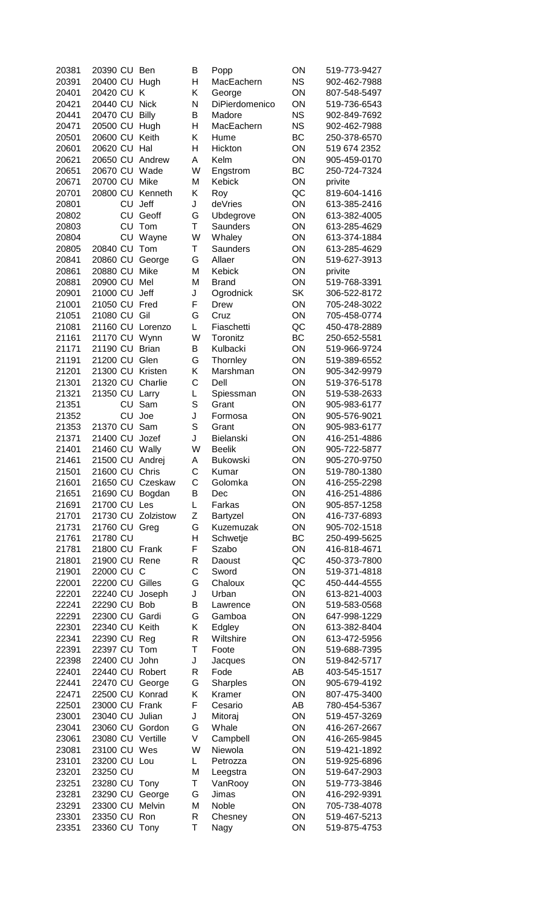| | | | | | | | |
|---|---|---|---|---|---|---|---|
| 20381 | 20390 | CU | Ben | B | Popp | ON | 519-773-9427 |
| 20391 | 20400 | CU | Hugh | H | MacEachern | NS | 902-462-7988 |
| 20401 | 20420 | CU | K | K | George | ON | 807-548-5497 |
| 20421 | 20440 | CU | Nick | N | DiPierdomenico | ON | 519-736-6543 |
| 20441 | 20470 | CU | Billy | B | Madore | NS | 902-849-7692 |
| 20471 | 20500 | CU | Hugh | H | MacEachern | NS | 902-462-7988 |
| 20501 | 20600 | CU | Keith | K | Hume | BC | 250-378-6570 |
| 20601 | 20620 | CU | Hal | H | Hickton | ON | 519 674 2352 |
| 20621 | 20650 | CU | Andrew | A | Kelm | ON | 905-459-0170 |
| 20651 | 20670 | CU | Wade | W | Engstrom | BC | 250-724-7324 |
| 20671 | 20700 | CU | Mike | M | Kebick | ON | privite |
| 20701 | 20800 | CU | Kenneth | K | Roy | QC | 819-604-1416 |
| 20801 | | CU | Jeff | J | deVries | ON | 613-385-2416 |
| 20802 | | CU | Geoff | G | Ubdegrove | ON | 613-382-4005 |
| 20803 | | CU | Tom | T | Saunders | ON | 613-285-4629 |
| 20804 | | CU | Wayne | W | Whaley | ON | 613-374-1884 |
| 20805 | 20840 | CU | Tom | T | Saunders | ON | 613-285-4629 |
| 20841 | 20860 | CU | George | G | Allaer | ON | 519-627-3913 |
| 20861 | 20880 | CU | Mike | M | Kebick | ON | privite |
| 20881 | 20900 | CU | Mel | M | Brand | ON | 519-768-3391 |
| 20901 | 21000 | CU | Jeff | J | Ogrodnick | SK | 306-522-8172 |
| 21001 | 21050 | CU | Fred | F | Drew | ON | 705-248-3022 |
| 21051 | 21080 | CU | Gil | G | Cruz | ON | 705-458-0774 |
| 21081 | 21160 | CU | Lorenzo | L | Fiaschetti | QC | 450-478-2889 |
| 21161 | 21170 | CU | Wynn | W | Toronitz | BC | 250-652-5581 |
| 21171 | 21190 | CU | Brian | B | Kulbacki | ON | 519-966-9724 |
| 21191 | 21200 | CU | Glen | G | Thornley | ON | 519-389-6552 |
| 21201 | 21300 | CU | Kristen | K | Marshman | ON | 905-342-9979 |
| 21301 | 21320 | CU | Charlie | C | Dell | ON | 519-376-5178 |
| 21321 | 21350 | CU | Larry | L | Spiessman | ON | 519-538-2633 |
| 21351 | | CU | Sam | S | Grant | ON | 905-983-6177 |
| 21352 | | CU | Joe | J | Formosa | ON | 905-576-9021 |
| 21353 | 21370 | CU | Sam | S | Grant | ON | 905-983-6177 |
| 21371 | 21400 | CU | Jozef | J | Bielanski | ON | 416-251-4886 |
| 21401 | 21460 | CU | Wally | W | Beelik | ON | 905-722-5877 |
| 21461 | 21500 | CU | Andrej | A | Bukowski | ON | 905-270-9750 |
| 21501 | 21600 | CU | Chris | C | Kumar | ON | 519-780-1380 |
| 21601 | 21650 | CU | Czeskaw | C | Golomka | ON | 416-255-2298 |
| 21651 | 21690 | CU | Bogdan | B | Dec | ON | 416-251-4886 |
| 21691 | 21700 | CU | Les | L | Farkas | ON | 905-857-1258 |
| 21701 | 21730 | CU | Zolzistow | Z | Bartyzel | ON | 416-737-6893 |
| 21731 | 21760 | CU | Greg | G | Kuzemuzak | ON | 905-702-1518 |
| 21761 | 21780 | CU | | H | Schwetje | BC | 250-499-5625 |
| 21781 | 21800 | CU | Frank | F | Szabo | ON | 416-818-4671 |
| 21801 | 21900 | CU | Rene | R | Daoust | QC | 450-373-7800 |
| 21901 | 22000 | CU | C | C | Sword | ON | 519-371-4818 |
| 22001 | 22200 | CU | Gilles | G | Chaloux | QC | 450-444-4555 |
| 22201 | 22240 | CU | Joseph | J | Urban | ON | 613-821-4003 |
| 22241 | 22290 | CU | Bob | B | Lawrence | ON | 519-583-0568 |
| 22291 | 22300 | CU | Gardi | G | Gamboa | ON | 647-998-1229 |
| 22301 | 22340 | CU | Keith | K | Edgley | ON | 613-382-8404 |
| 22341 | 22390 | CU | Reg | R | Wiltshire | ON | 613-472-5956 |
| 22391 | 22397 | CU | Tom | T | Foote | ON | 519-688-7395 |
| 22398 | 22400 | CU | John | J | Jacques | ON | 519-842-5717 |
| 22401 | 22440 | CU | Robert | R | Fode | AB | 403-545-1517 |
| 22441 | 22470 | CU | George | G | Sharples | ON | 905-679-4192 |
| 22471 | 22500 | CU | Konrad | K | Kramer | ON | 807-475-3400 |
| 22501 | 23000 | CU | Frank | F | Cesario | AB | 780-454-5367 |
| 23001 | 23040 | CU | Julian | J | Mitoraj | ON | 519-457-3269 |
| 23041 | 23060 | CU | Gordon | G | Whale | ON | 416-267-2667 |
| 23061 | 23080 | CU | Vertille | V | Campbell | ON | 416-265-9845 |
| 23081 | 23100 | CU | Wes | W | Niewola | ON | 519-421-1892 |
| 23101 | 23200 | CU | Lou | L | Petrozza | ON | 519-925-6896 |
| 23201 | 23250 | CU | | M | Leegstra | ON | 519-647-2903 |
| 23251 | 23280 | CU | Tony | T | VanRooy | ON | 519-773-3846 |
| 23281 | 23290 | CU | George | G | Jimas | ON | 416-292-9391 |
| 23291 | 23300 | CU | Melvin | M | Noble | ON | 705-738-4078 |
| 23301 | 23350 | CU | Ron | R | Chesney | ON | 519-467-5213 |
| 23351 | 23360 | CU | Tony | T | Nagy | ON | 519-875-4753 |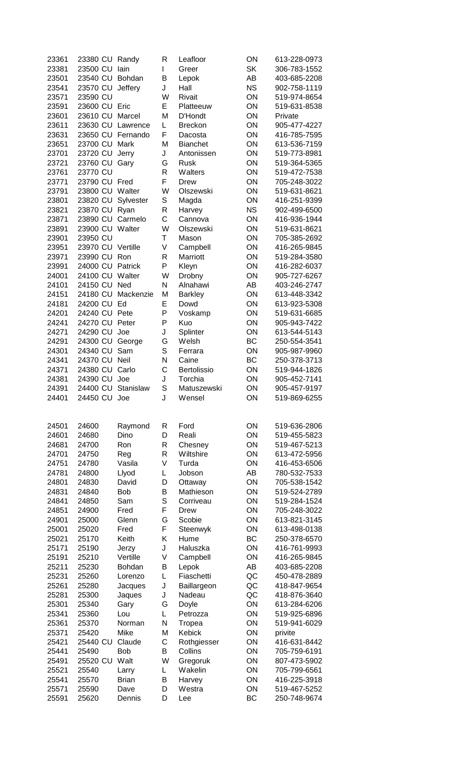| | | | | | | |
|---|---|---|---|---|---|---|
| 23361 | 23380 CU | Randy | R | Leafloor | ON | 613-228-0973 |
| 23381 | 23500 CU | Iain | I | Greer | SK | 306-783-1552 |
| 23501 | 23540 CU | Bohdan | B | Lepok | AB | 403-685-2208 |
| 23541 | 23570 CU | Jeffery | J | Hall | NS | 902-758-1119 |
| 23571 | 23590 CU | | W | Rivait | ON | 519-974-8654 |
| 23591 | 23600 CU | Eric | E | Platteeuw | ON | 519-631-8538 |
| 23601 | 23610 CU | Marcel | M | D'Hondt | ON | Private |
| 23611 | 23630 CU | Lawrence | L | Breckon | ON | 905-477-4227 |
| 23631 | 23650 CU | Fernando | F | Dacosta | ON | 416-785-7595 |
| 23651 | 23700 CU | Mark | M | Bianchet | ON | 613-536-7159 |
| 23701 | 23720 CU | Jerry | J | Antonissen | ON | 519-773-8981 |
| 23721 | 23760 CU | Gary | G | Rusk | ON | 519-364-5365 |
| 23761 | 23770 CU | | R | Walters | ON | 519-472-7538 |
| 23771 | 23790 CU | Fred | F | Drew | ON | 705-248-3022 |
| 23791 | 23800 CU | Walter | W | Olszewski | ON | 519-631-8621 |
| 23801 | 23820 CU | Sylvester | S | Magda | ON | 416-251-9399 |
| 23821 | 23870 CU | Ryan | R | Harvey | NS | 902-499-6500 |
| 23871 | 23890 CU | Carmelo | C | Cannova | ON | 416-936-1944 |
| 23891 | 23900 CU | Walter | W | Olszewski | ON | 519-631-8621 |
| 23901 | 23950 CU | | T | Mason | ON | 705-385-2692 |
| 23951 | 23970 CU | Vertille | V | Campbell | ON | 416-265-9845 |
| 23971 | 23990 CU | Ron | R | Marriott | ON | 519-284-3580 |
| 23991 | 24000 CU | Patrick | P | Kleyn | ON | 416-282-6037 |
| 24001 | 24100 CU | Walter | W | Drobny | ON | 905-727-6267 |
| 24101 | 24150 CU | Ned | N | Alnahawi | AB | 403-246-2747 |
| 24151 | 24180 CU | Mackenzie | M | Barkley | ON | 613-448-3342 |
| 24181 | 24200 CU | Ed | E | Dowd | ON | 613-923-5308 |
| 24201 | 24240 CU | Pete | P | Voskamp | ON | 519-631-6685 |
| 24241 | 24270 CU | Peter | P | Kuo | ON | 905-943-7422 |
| 24271 | 24290 CU | Joe | J | Splinter | ON | 613-544-5143 |
| 24291 | 24300 CU | George | G | Welsh | BC | 250-554-3541 |
| 24301 | 24340 CU | Sam | S | Ferrara | ON | 905-987-9960 |
| 24341 | 24370 CU | Neil | N | Caine | BC | 250-378-3713 |
| 24371 | 24380 CU | Carlo | C | Bertolissio | ON | 519-944-1826 |
| 24381 | 24390 CU | Joe | J | Torchia | ON | 905-452-7141 |
| 24391 | 24400 CU | Stanislaw | S | Matuszewski | ON | 905-457-9197 |
| 24401 | 24450 CU | Joe | J | Wensel | ON | 519-869-6255 |

| | | | | | | |
|---|---|---|---|---|---|---|
| 24501 | 24600 | Raymond | R | Ford | ON | 519-636-2806 |
| 24601 | 24680 | Dino | D | Reali | ON | 519-455-5823 |
| 24681 | 24700 | Ron | R | Chesney | ON | 519-467-5213 |
| 24701 | 24750 | Reg | R | Wiltshire | ON | 613-472-5956 |
| 24751 | 24780 | Vasila | V | Turda | ON | 416-453-6506 |
| 24781 | 24800 | Llyod | L | Jobson | AB | 780-532-7533 |
| 24801 | 24830 | David | D | Ottaway | ON | 705-538-1542 |
| 24831 | 24840 | Bob | B | Mathieson | ON | 519-524-2789 |
| 24841 | 24850 | Sam | S | Corriveau | ON | 519-284-1524 |
| 24851 | 24900 | Fred | F | Drew | ON | 705-248-3022 |
| 24901 | 25000 | Glenn | G | Scobie | ON | 613-821-3145 |
| 25001 | 25020 | Fred | F | Steenwyk | ON | 613-498-0138 |
| 25021 | 25170 | Keith | K | Hume | BC | 250-378-6570 |
| 25171 | 25190 | Jerzy | J | Haluszka | ON | 416-761-9993 |
| 25191 | 25210 | Vertille | V | Campbell | ON | 416-265-9845 |
| 25211 | 25230 | Bohdan | B | Lepok | AB | 403-685-2208 |
| 25231 | 25260 | Lorenzo | L | Fiaschetti | QC | 450-478-2889 |
| 25261 | 25280 | Jacques | J | Baillargeon | QC | 418-847-9654 |
| 25281 | 25300 | Jaques | J | Nadeau | QC | 418-876-3640 |
| 25301 | 25340 | Gary | G | Doyle | ON | 613-284-6206 |
| 25341 | 25360 | Lou | L | Petrozza | ON | 519-925-6896 |
| 25361 | 25370 | Norman | N | Tropea | ON | 519-941-6029 |
| 25371 | 25420 | Mike | M | Kebick | ON | privite |
| 25421 | 25440 CU | Claude | C | Rothgiesser | ON | 416-631-8442 |
| 25441 | 25490 | Bob | B | Collins | ON | 705-759-6191 |
| 25491 | 25520 CU | Walt | W | Gregoruk | ON | 807-473-5902 |
| 25521 | 25540 | Larry | L | Wakelin | ON | 705-799-6561 |
| 25541 | 25570 | Brian | B | Harvey | ON | 416-225-3918 |
| 25571 | 25590 | Dave | D | Westra | ON | 519-467-5252 |
| 25591 | 25620 | Dennis | D | Lee | BC | 250-748-9674 |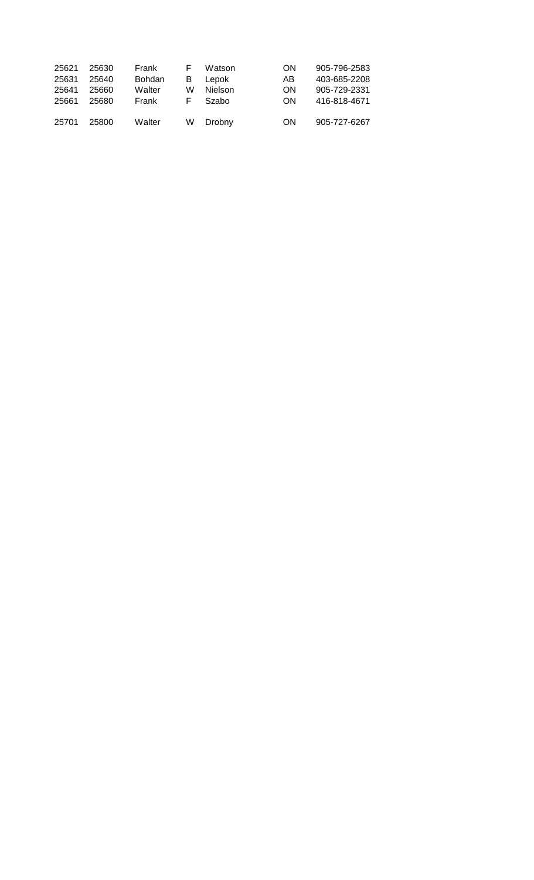| | | | | | | |
|---|---|---|---|---|---|---|
| 25621 | 25630 | Frank | F | Watson | ON | 905-796-2583 |
| 25631 | 25640 | Bohdan | B | Lepok | AB | 403-685-2208 |
| 25641 | 25660 | Walter | W | Nielson | ON | 905-729-2331 |
| 25661 | 25680 | Frank | F | Szabo | ON | 416-818-4671 |
| 25701 | 25800 | Walter | W | Drobny | ON | 905-727-6267 |